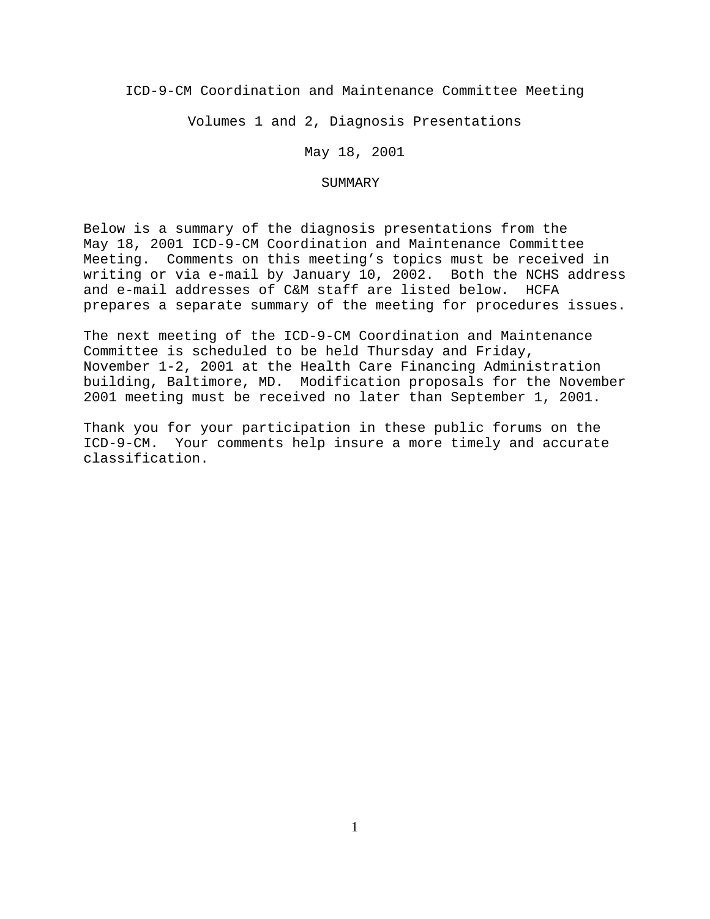# ICD-9-CM Coordination and Maintenance Committee Meeting

## Volumes 1 and 2, Diagnosis Presentations

## May 18, 2001

## SUMMARY

Below is a summary of the diagnosis presentations from the May 18, 2001 ICD-9-CM Coordination and Maintenance Committee Meeting. Comments on this meeting's topics must be received in writing or via e-mail by January 10, 2002. Both the NCHS address and e-mail addresses of C&M staff are listed below. HCFA prepares a separate summary of the meeting for procedures issues.

The next meeting of the ICD-9-CM Coordination and Maintenance Committee is scheduled to be held Thursday and Friday, November 1-2, 2001 at the Health Care Financing Administration building, Baltimore, MD. Modification proposals for the November 2001 meeting must be received no later than September 1, 2001.

Thank you for your participation in these public forums on the ICD-9-CM. Your comments help insure a more timely and accurate classification.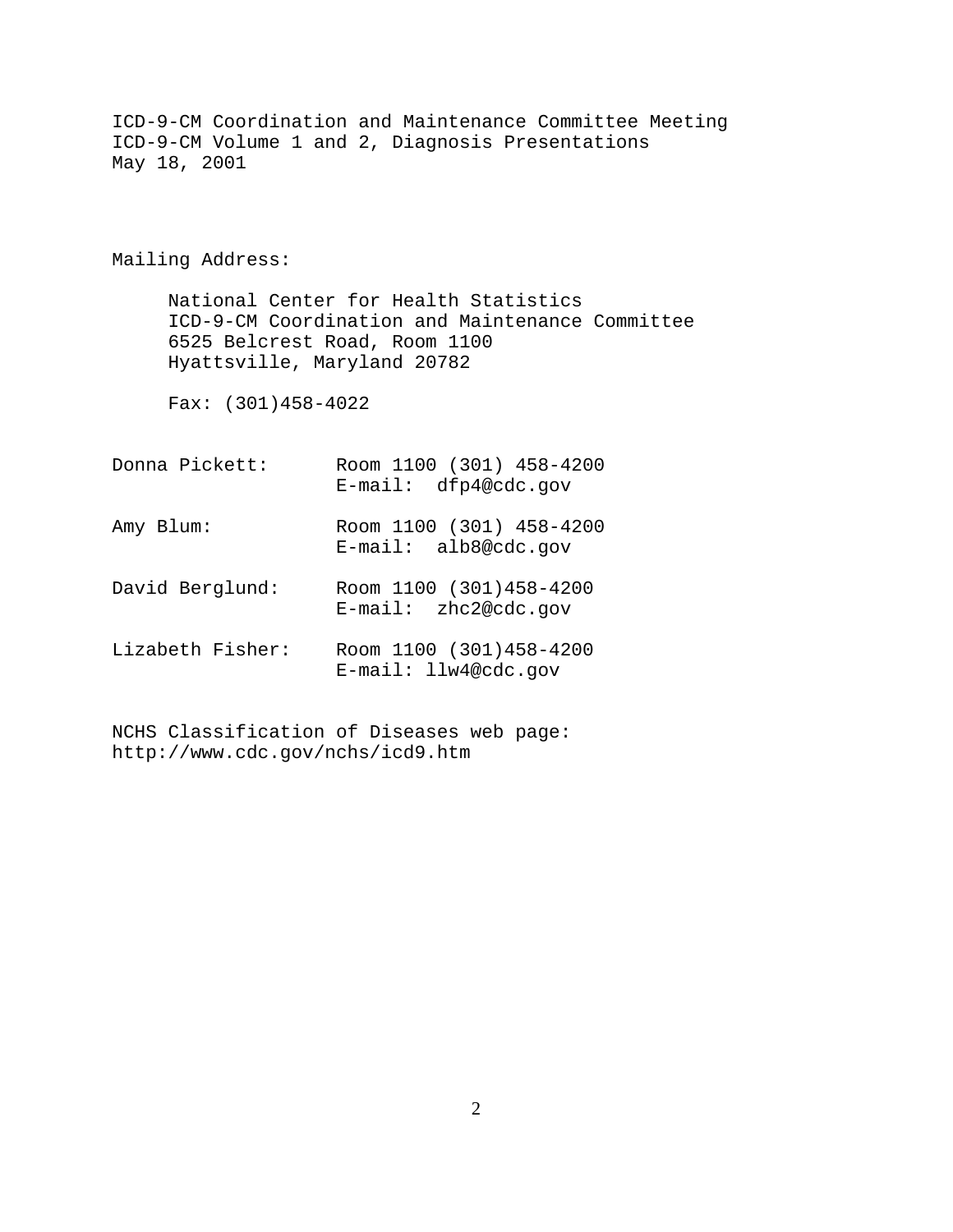ICD-9-CM Coordination and Maintenance Committee Meeting
ICD-9-CM Volume 1 and 2, Diagnosis Presentations
May 18, 2001

Mailing Address:

National Center for Health Statistics
ICD-9-CM Coordination and Maintenance Committee
6525 Belcrest Road, Room 1100
Hyattsville, Maryland 20782

Fax: (301)458-4022

Donna Pickett: Room 1100 (301) 458-4200
E-mail: dfp4@cdc.gov

Amy Blum: Room 1100 (301) 458-4200
E-mail: alb8@cdc.gov

David Berglund: Room 1100 (301)458-4200
E-mail: zhc2@cdc.gov

Lizabeth Fisher: Room 1100 (301)458-4200
E-mail: llw4@cdc.gov

NCHS Classification of Diseases web page:
http://www.cdc.gov/nchs/icd9.htm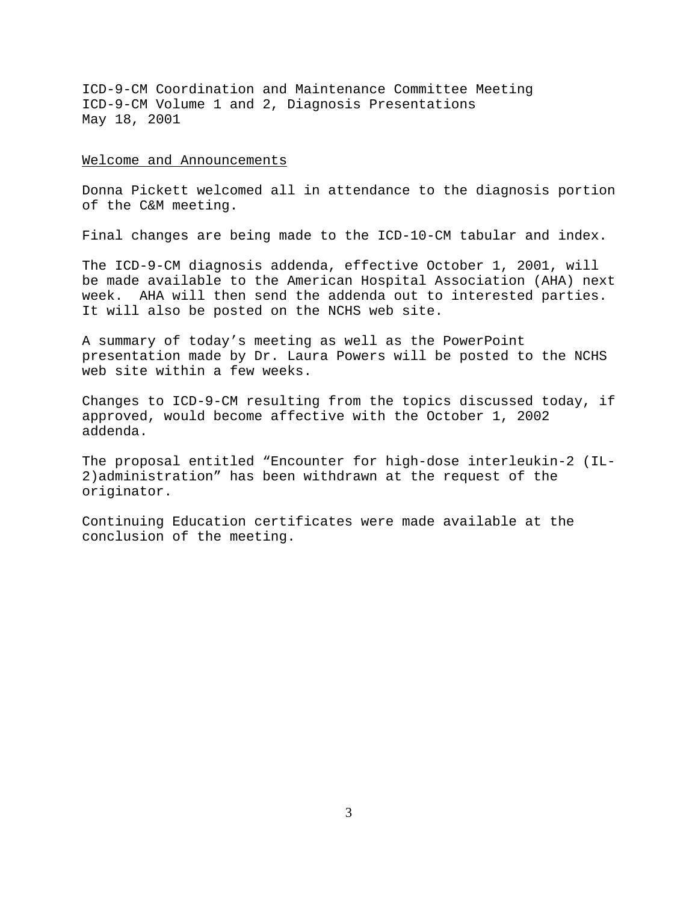ICD-9-CM Coordination and Maintenance Committee Meeting
ICD-9-CM Volume 1 and 2, Diagnosis Presentations
May 18, 2001

## Welcome and Announcements

Donna Pickett welcomed all in attendance to the diagnosis portion of the C&M meeting.

Final changes are being made to the ICD-10-CM tabular and index.

The ICD-9-CM diagnosis addenda, effective October 1, 2001, will be made available to the American Hospital Association (AHA) next week. AHA will then send the addenda out to interested parties. It will also be posted on the NCHS web site.

A summary of today's meeting as well as the PowerPoint presentation made by Dr. Laura Powers will be posted to the NCHS web site within a few weeks.

Changes to ICD-9-CM resulting from the topics discussed today, if approved, would become affective with the October 1, 2002 addenda.

The proposal entitled "Encounter for high-dose interleukin-2 (IL-2)administration" has been withdrawn at the request of the originator.

Continuing Education certificates were made available at the conclusion of the meeting.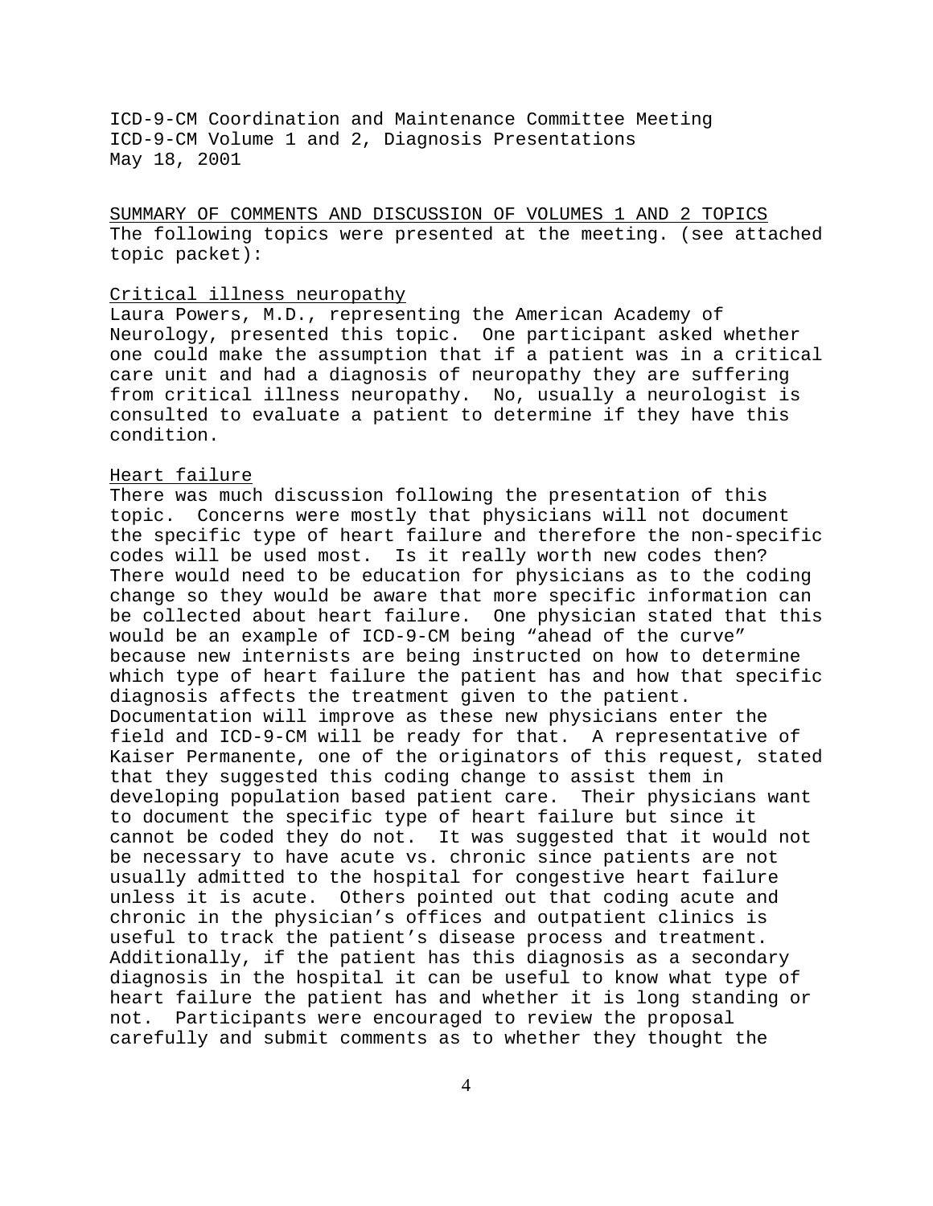ICD-9-CM Coordination and Maintenance Committee Meeting
ICD-9-CM Volume 1 and 2, Diagnosis Presentations
May 18, 2001

SUMMARY OF COMMENTS AND DISCUSSION OF VOLUMES 1 AND 2 TOPICS

The following topics were presented at the meeting. (see attached topic packet):

Critical illness neuropathy

Laura Powers, M.D., representing the American Academy of Neurology, presented this topic. One participant asked whether one could make the assumption that if a patient was in a critical care unit and had a diagnosis of neuropathy they are suffering from critical illness neuropathy. No, usually a neurologist is consulted to evaluate a patient to determine if they have this condition.

Heart failure

There was much discussion following the presentation of this topic. Concerns were mostly that physicians will not document the specific type of heart failure and therefore the non-specific codes will be used most. Is it really worth new codes then? There would need to be education for physicians as to the coding change so they would be aware that more specific information can be collected about heart failure. One physician stated that this would be an example of ICD-9-CM being "ahead of the curve" because new internists are being instructed on how to determine which type of heart failure the patient has and how that specific diagnosis affects the treatment given to the patient. Documentation will improve as these new physicians enter the field and ICD-9-CM will be ready for that. A representative of Kaiser Permanente, one of the originators of this request, stated that they suggested this coding change to assist them in developing population based patient care. Their physicians want to document the specific type of heart failure but since it cannot be coded they do not. It was suggested that it would not be necessary to have acute vs. chronic since patients are not usually admitted to the hospital for congestive heart failure unless it is acute. Others pointed out that coding acute and chronic in the physician's offices and outpatient clinics is useful to track the patient's disease process and treatment. Additionally, if the patient has this diagnosis as a secondary diagnosis in the hospital it can be useful to know what type of heart failure the patient has and whether it is long standing or not. Participants were encouraged to review the proposal carefully and submit comments as to whether they thought the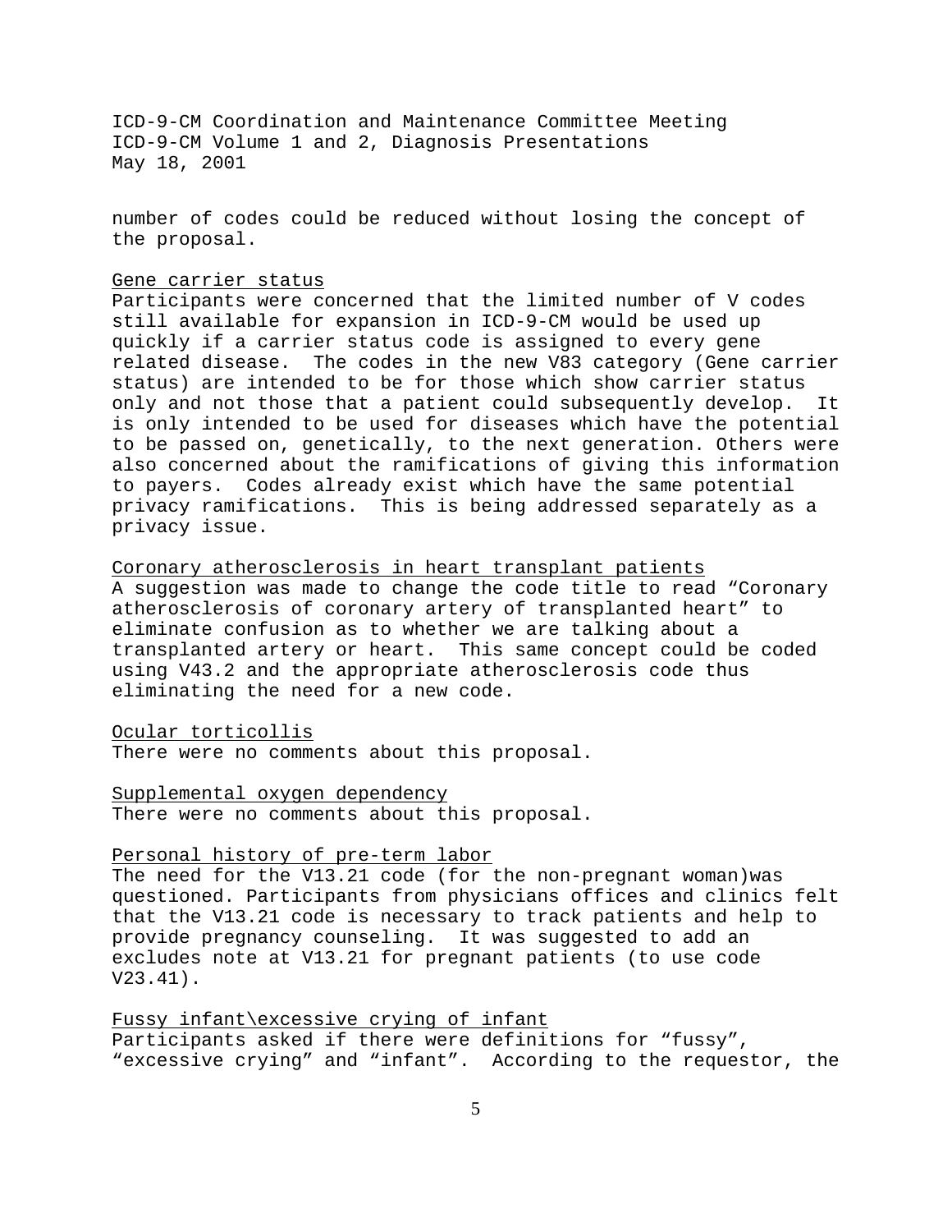number of codes could be reduced without losing the concept of the proposal.

<u>Gene carrier status</u>

Participants were concerned that the limited number of V codes still available for expansion in ICD-9-CM would be used up quickly if a carrier status code is assigned to every gene related disease. The codes in the new V83 category (Gene carrier status) are intended to be for those which show carrier status only and not those that a patient could subsequently develop. It is only intended to be used for diseases which have the potential to be passed on, genetically, to the next generation. Others were also concerned about the ramifications of giving this information to payers. Codes already exist which have the same potential privacy ramifications. This is being addressed separately as a privacy issue.

<u>Coronary atherosclerosis in heart transplant patients</u>

A suggestion was made to change the code title to read “Coronary atherosclerosis of coronary artery of transplanted heart” to eliminate confusion as to whether we are talking about a transplanted artery or heart. This same concept could be coded using V43.2 and the appropriate atherosclerosis code thus eliminating the need for a new code.

<u>Ocular torticollis</u>

There were no comments about this proposal.

<u>Supplemental oxygen dependency</u>

There were no comments about this proposal.

<u>Personal history of pre-term labor</u>

The need for the V13.21 code (for the non-pregnant woman)was questioned. Participants from physicians offices and clinics felt that the V13.21 code is necessary to track patients and help to provide pregnancy counseling. It was suggested to add an excludes note at V13.21 for pregnant patients (to use code V23.41).

<u>Fussy infant\excessive crying of infant</u>

Participants asked if there were definitions for “fussy”, “excessive crying” and “infant”. According to the requestor, the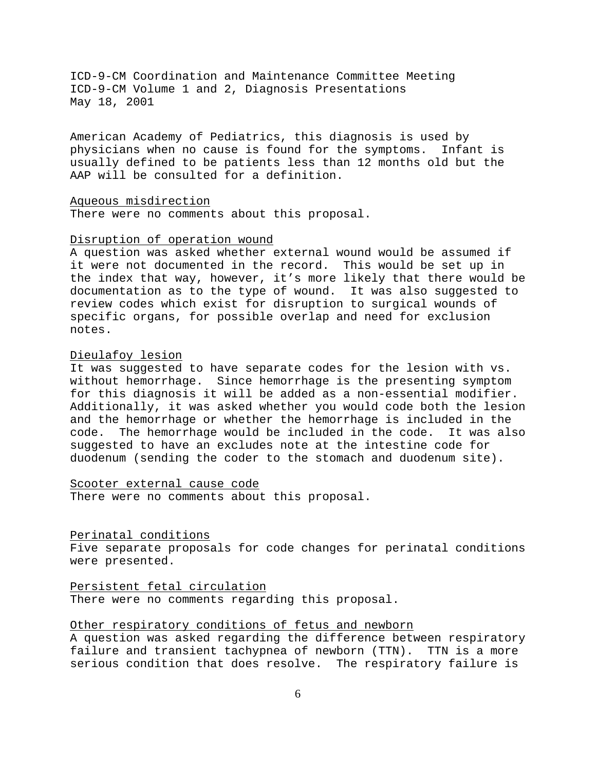American Academy of Pediatrics, this diagnosis is used by physicians when no cause is found for the symptoms. Infant is usually defined to be patients less than 12 months old but the AAP will be consulted for a definition.

<u>Aqueous misdirection</u>
There were no comments about this proposal.

<u>Disruption of operation wound</u>
A question was asked whether external wound would be assumed if it were not documented in the record. This would be set up in the index that way, however, it's more likely that there would be documentation as to the type of wound. It was also suggested to review codes which exist for disruption to surgical wounds of specific organs, for possible overlap and need for exclusion notes.

<u>Dieulafoy lesion</u>
It was suggested to have separate codes for the lesion with vs. without hemorrhage. Since hemorrhage is the presenting symptom for this diagnosis it will be added as a non-essential modifier. Additionally, it was asked whether you would code both the lesion and the hemorrhage or whether the hemorrhage is included in the code. The hemorrhage would be included in the code. It was also suggested to have an excludes note at the intestine code for duodenum (sending the coder to the stomach and duodenum site).

<u>Scooter external cause code</u>
There were no comments about this proposal.

<u>Perinatal conditions</u>
Five separate proposals for code changes for perinatal conditions were presented.

<u>Persistent fetal circulation</u>
There were no comments regarding this proposal.

<u>Other respiratory conditions of fetus and newborn</u>
A question was asked regarding the difference between respiratory failure and transient tachypnea of newborn (TTN). TTN is a more serious condition that does resolve. The respiratory failure is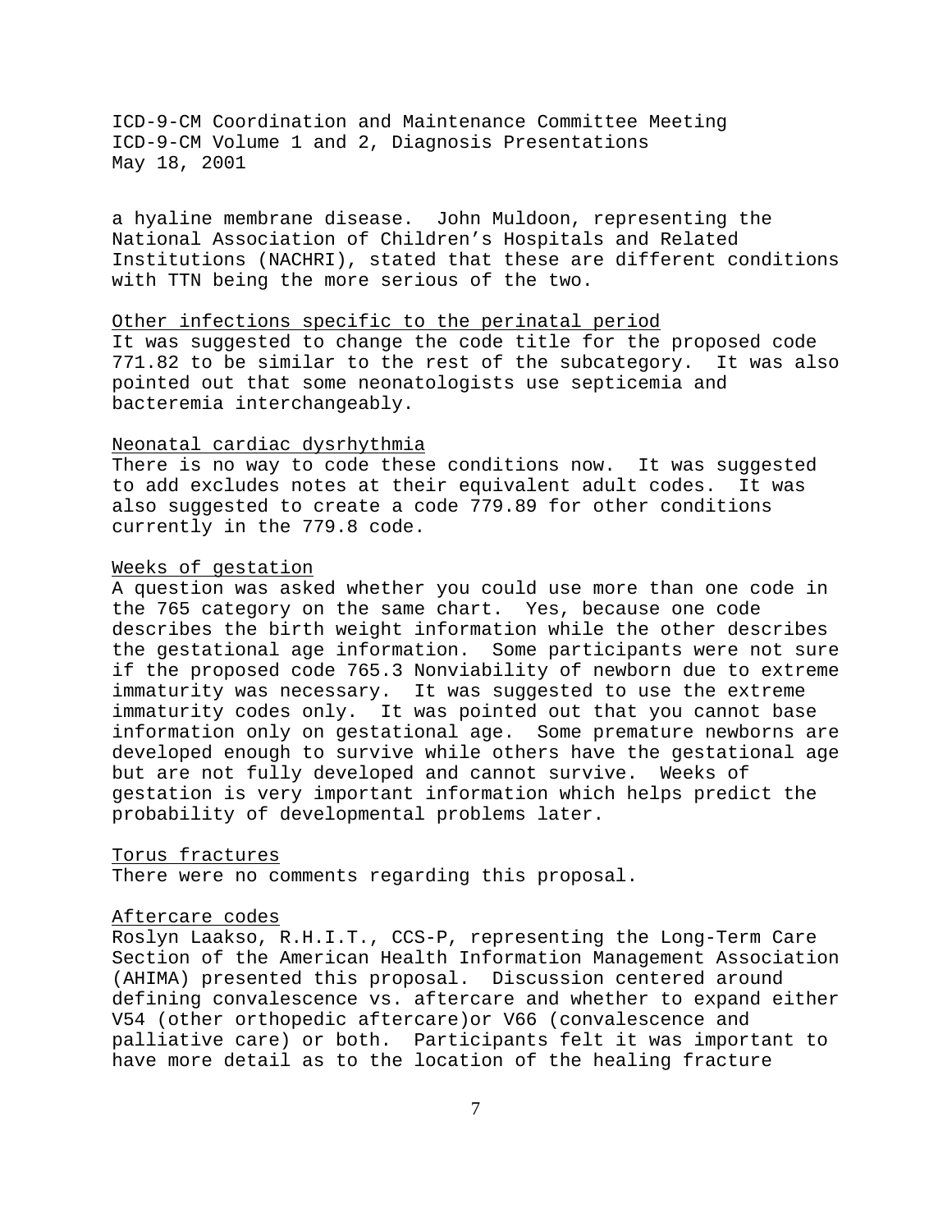a hyaline membrane disease. John Muldoon, representing the National Association of Children's Hospitals and Related Institutions (NACHRI), stated that these are different conditions with TTN being the more serious of the two.

<u>Other infections specific to the perinatal period</u>
It was suggested to change the code title for the proposed code 771.82 to be similar to the rest of the subcategory. It was also pointed out that some neonatologists use septicemia and bacteremia interchangeably.

<u>Neonatal cardiac dysrhythmia</u>
There is no way to code these conditions now. It was suggested to add excludes notes at their equivalent adult codes. It was also suggested to create a code 779.89 for other conditions currently in the 779.8 code.

<u>Weeks of gestation</u>
A question was asked whether you could use more than one code in the 765 category on the same chart. Yes, because one code describes the birth weight information while the other describes the gestational age information. Some participants were not sure if the proposed code 765.3 Nonviability of newborn due to extreme immaturity was necessary. It was suggested to use the extreme immaturity codes only. It was pointed out that you cannot base information only on gestational age. Some premature newborns are developed enough to survive while others have the gestational age but are not fully developed and cannot survive. Weeks of gestation is very important information which helps predict the probability of developmental problems later.

<u>Torus fractures</u>
There were no comments regarding this proposal.

<u>Aftercare codes</u>
Roslyn Laakso, R.H.I.T., CCS-P, representing the Long-Term Care Section of the American Health Information Management Association (AHIMA) presented this proposal. Discussion centered around defining convalescence vs. aftercare and whether to expand either V54 (other orthopedic aftercare)or V66 (convalescence and palliative care) or both. Participants felt it was important to have more detail as to the location of the healing fracture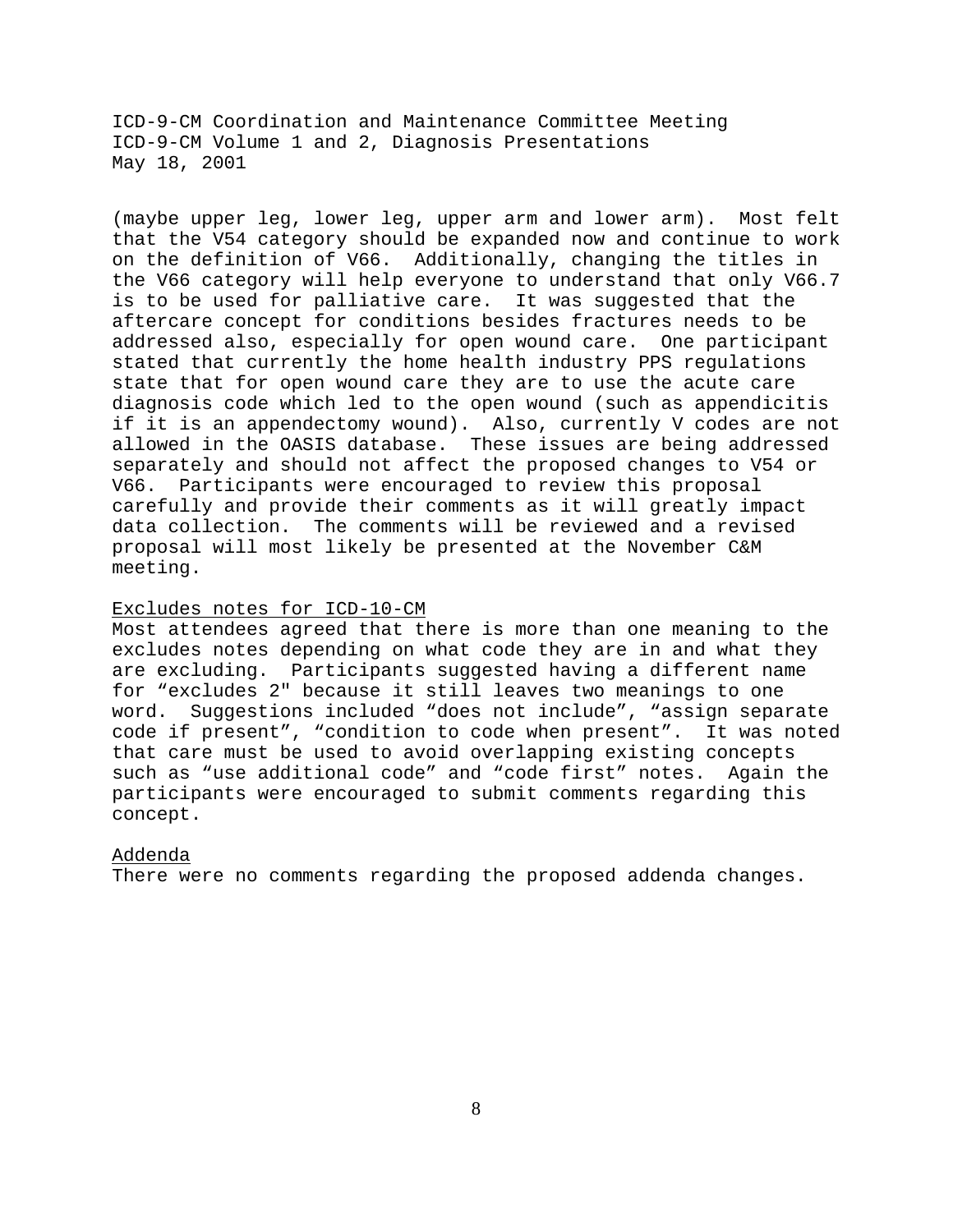(maybe upper leg, lower leg, upper arm and lower arm). Most felt that the V54 category should be expanded now and continue to work on the definition of V66. Additionally, changing the titles in the V66 category will help everyone to understand that only V66.7 is to be used for palliative care. It was suggested that the aftercare concept for conditions besides fractures needs to be addressed also, especially for open wound care. One participant stated that currently the home health industry PPS regulations state that for open wound care they are to use the acute care diagnosis code which led to the open wound (such as appendicitis if it is an appendectomy wound). Also, currently V codes are not allowed in the OASIS database. These issues are being addressed separately and should not affect the proposed changes to V54 or V66. Participants were encouraged to review this proposal carefully and provide their comments as it will greatly impact data collection. The comments will be reviewed and a revised proposal will most likely be presented at the November C&M meeting.

<u>Excludes notes for ICD-10-CM</u>

Most attendees agreed that there is more than one meaning to the excludes notes depending on what code they are in and what they are excluding. Participants suggested having a different name for "excludes 2" because it still leaves two meanings to one word. Suggestions included "does not include", "assign separate code if present", "condition to code when present". It was noted that care must be used to avoid overlapping existing concepts such as "use additional code" and "code first" notes. Again the participants were encouraged to submit comments regarding this concept.

<u>Addenda</u>

There were no comments regarding the proposed addenda changes.